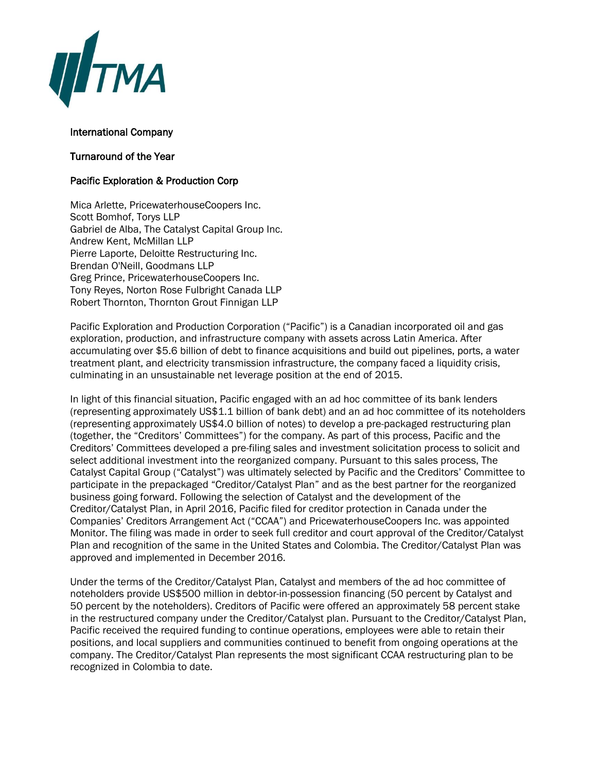TMA

**International Company**

**Turnaround of the Year**

**Pacific Exploration & Production Corp**

Mica Arlette, PricewaterhouseCoopers Inc.
Scott Bomhof, Torys LLP
Gabriel de Alba, The Catalyst Capital Group Inc.
Andrew Kent, McMillan LLP
Pierre Laporte, Deloitte Restructuring Inc.
Brendan O'Neill, Goodmans LLP
Greg Prince, PricewaterhouseCoopers Inc.
Tony Reyes, Norton Rose Fulbright Canada LLP
Robert Thornton, Thornton Grout Finnigan LLP

Pacific Exploration and Production Corporation ("Pacific") is a Canadian incorporated oil and gas exploration, production, and infrastructure company with assets across Latin America. After accumulating over $5.6 billion of debt to finance acquisitions and build out pipelines, ports, a water treatment plant, and electricity transmission infrastructure, the company faced a liquidity crisis, culminating in an unsustainable net leverage position at the end of 2015.

In light of this financial situation, Pacific engaged with an ad hoc committee of its bank lenders (representing approximately US$1.1 billion of bank debt) and an ad hoc committee of its noteholders (representing approximately US$4.0 billion of notes) to develop a pre-packaged restructuring plan (together, the "Creditors' Committees") for the company. As part of this process, Pacific and the Creditors' Committees developed a pre-filing sales and investment solicitation process to solicit and select additional investment into the reorganized company. Pursuant to this sales process, The Catalyst Capital Group ("Catalyst") was ultimately selected by Pacific and the Creditors' Committee to participate in the prepackaged "Creditor/Catalyst Plan" and as the best partner for the reorganized business going forward. Following the selection of Catalyst and the development of the Creditor/Catalyst Plan, in April 2016, Pacific filed for creditor protection in Canada under the Companies' Creditors Arrangement Act ("CCAA") and PricewaterhouseCoopers Inc. was appointed Monitor. The filing was made in order to seek full creditor and court approval of the Creditor/Catalyst Plan and recognition of the same in the United States and Colombia. The Creditor/Catalyst Plan was approved and implemented in December 2016.

Under the terms of the Creditor/Catalyst Plan, Catalyst and members of the ad hoc committee of noteholders provide US$500 million in debtor-in-possession financing (50 percent by Catalyst and 50 percent by the noteholders). Creditors of Pacific were offered an approximately 58 percent stake in the restructured company under the Creditor/Catalyst plan. Pursuant to the Creditor/Catalyst Plan, Pacific received the required funding to continue operations, employees were able to retain their positions, and local suppliers and communities continued to benefit from ongoing operations at the company. The Creditor/Catalyst Plan represents the most significant CCAA restructuring plan to be recognized in Colombia to date.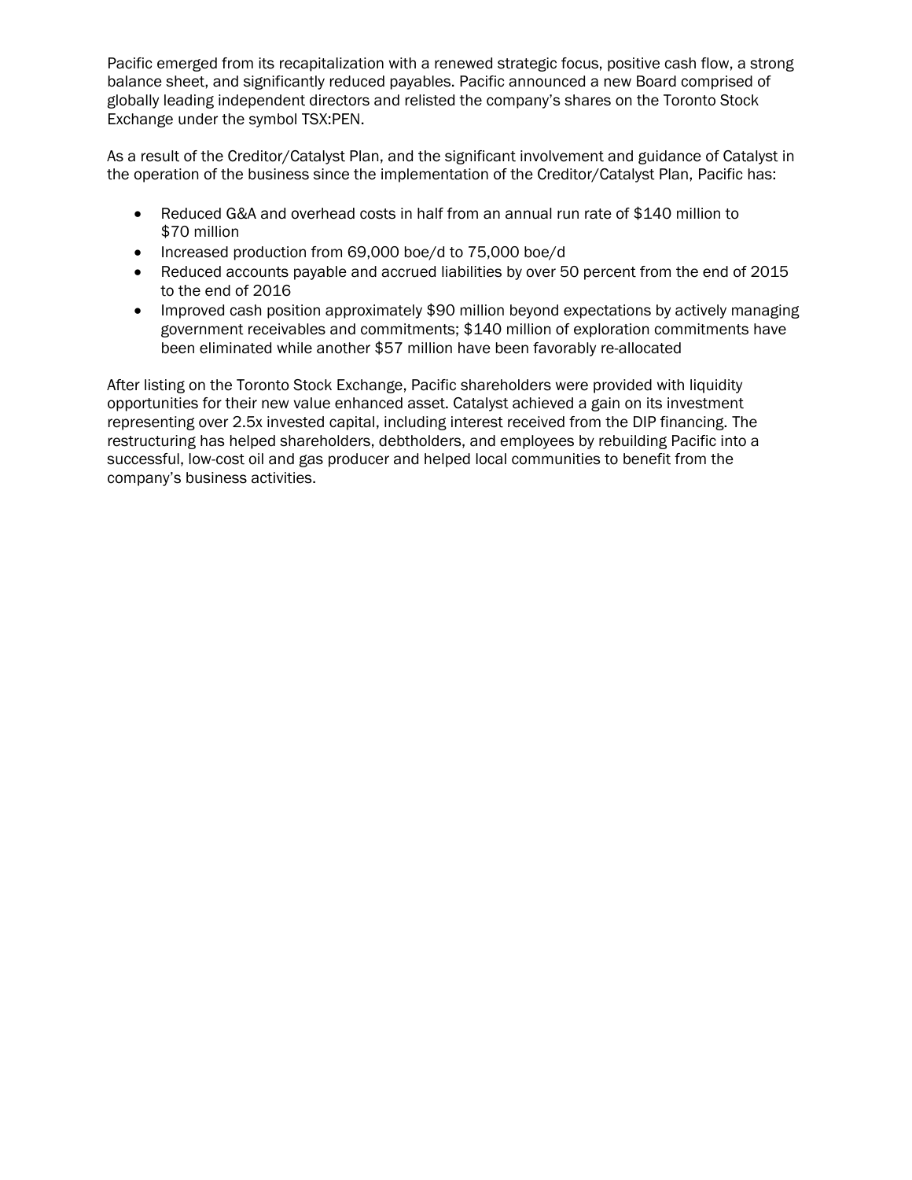Pacific emerged from its recapitalization with a renewed strategic focus, positive cash flow, a strong balance sheet, and significantly reduced payables. Pacific announced a new Board comprised of globally leading independent directors and relisted the company's shares on the Toronto Stock Exchange under the symbol TSX:PEN.

As a result of the Creditor/Catalyst Plan, and the significant involvement and guidance of Catalyst in the operation of the business since the implementation of the Creditor/Catalyst Plan, Pacific has:

- Reduced G&A and overhead costs in half from an annual run rate of $140 million to $70 million
- Increased production from 69,000 boe/d to 75,000 boe/d
- Reduced accounts payable and accrued liabilities by over 50 percent from the end of 2015 to the end of 2016
- Improved cash position approximately $90 million beyond expectations by actively managing government receivables and commitments; $140 million of exploration commitments have been eliminated while another $57 million have been favorably re-allocated

After listing on the Toronto Stock Exchange, Pacific shareholders were provided with liquidity opportunities for their new value enhanced asset. Catalyst achieved a gain on its investment representing over 2.5x invested capital, including interest received from the DIP financing. The restructuring has helped shareholders, debtholders, and employees by rebuilding Pacific into a successful, low-cost oil and gas producer and helped local communities to benefit from the company's business activities.